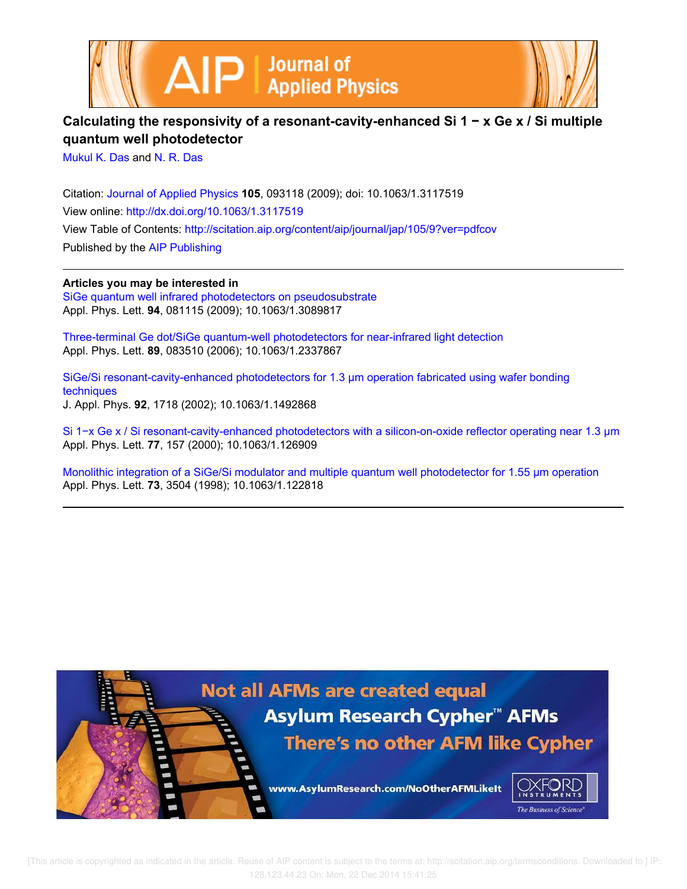# Calculating the responsivity of a resonant-cavity-enhanced $Si_{1-x}Ge_x/Si$ multiple quantum well photodetector

Mukul K. Das and N. R. Das

Citation: Journal of Applied Physics **105**, 093118 (2009); doi: 10.1063/1.3117519

View online: http://dx.doi.org/10.1063/1.3117519

View Table of Contents: http://scitation.aip.org/content/aip/journal/jap/105/9?ver=pdfcov

Published by the AIP Publishing

**Articles you may be interested in**

SiGe quantum well infrared photodetectors on pseudosubstrate
Appl. Phys. Lett. **94**, 081115 (2009); 10.1063/1.3089817

Three-terminal Ge dot/SiGe quantum-well photodetectors for near-infrared light detection
Appl. Phys. Lett. **89**, 083510 (2006); 10.1063/1.2337867

SiGe/Si resonant-cavity-enhanced photodetectors for 1.3 μm operation fabricated using wafer bonding techniques
J. Appl. Phys. **92**, 1718 (2002); 10.1063/1.1492868

$Si_{1-x}Ge_x/Si$ resonant-cavity-enhanced photodetectors with a silicon-on-oxide reflector operating near 1.3 μm
Appl. Phys. Lett. **77**, 157 (2000); 10.1063/1.126909

Monolithic integration of a SiGe/Si modulator and multiple quantum well photodetector for 1.55 μm operation
Appl. Phys. Lett. **73**, 3504 (1998); 10.1063/1.122818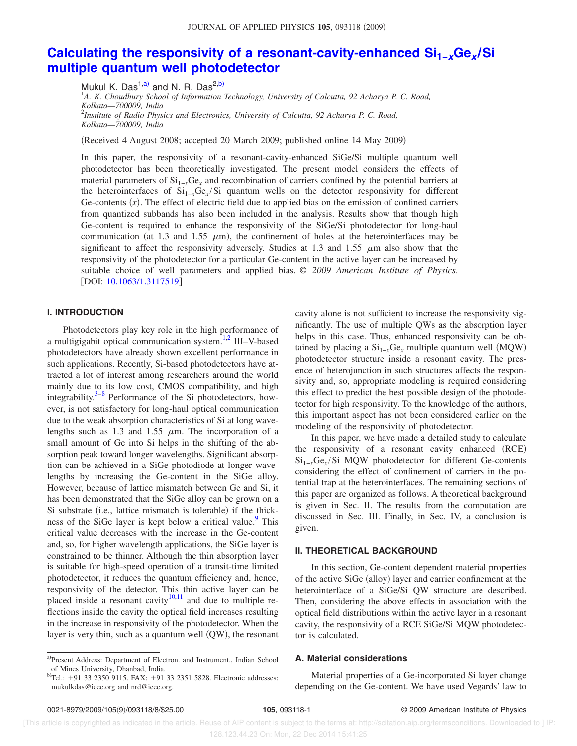# Calculating the responsivity of a resonant-cavity-enhanced $Si_{1-x}Ge_x$/Si multiple quantum well photodetector

Mukul K. Das[1,a)] and N. R. Das[2,b)]

[1]A. K. Choudhury School of Information Technology, University of Calcutta, 92 Acharya P. C. Road, Kolkata—700009, India

[2]Institute of Radio Physics and Electronics, University of Calcutta, 92 Acharya P. C. Road, Kolkata—700009, India

(Received 4 August 2008; accepted 20 March 2009; published online 14 May 2009)

In this paper, the responsivity of a resonant-cavity-enhanced SiGe/Si multiple quantum well photodetector has been theoretically investigated. The present model considers the effects of material parameters of $Si_{1-x}Ge_x$ and recombination of carriers confined by the potential barriers at the heterointerfaces of $Si_{1-x}Ge_x$/Si quantum wells on the detector responsivity for different Ge-contents ($x$). The effect of electric field due to applied bias on the emission of confined carriers from quantized subbands has also been included in the analysis. Results show that though high Ge-content is required to enhance the responsivity of the SiGe/Si photodetector for long-haul communication (at 1.3 and 1.55 $\mu$m), the confinement of holes at the heterointerfaces may be significant to affect the responsivity adversely. Studies at 1.3 and 1.55 $\mu$m also show that the responsivity of the photodetector for a particular Ge-content in the active layer can be increased by suitable choice of well parameters and applied bias. © *2009 American Institute of Physics*. [DOI: 10.1063/1.3117519]

## I. INTRODUCTION

Photodetectors play key role in the high performance of a multigigabit optical communication system.[1,2] III–V-based photodetectors have already shown excellent performance in such applications. Recently, Si-based photodetectors have attracted a lot of interest among researchers around the world mainly due to its low cost, CMOS compatibility, and high integrability.[3–8] Performance of the Si photodetectors, however, is not satisfactory for long-haul optical communication due to the weak absorption characteristics of Si at long wavelengths such as 1.3 and 1.55 $\mu$m. The incorporation of a small amount of Ge into Si helps in the shifting of the absorption peak toward longer wavelengths. Significant absorption can be achieved in a SiGe photodiode at longer wavelengths by increasing the Ge-content in the SiGe alloy. However, because of lattice mismatch between Ge and Si, it has been demonstrated that the SiGe alloy can be grown on a Si substrate (i.e., lattice mismatch is tolerable) if the thickness of the SiGe layer is kept below a critical value.[9] This critical value decreases with the increase in the Ge-content and, so, for higher wavelength applications, the SiGe layer is constrained to be thinner. Although the thin absorption layer is suitable for high-speed operation of a transit-time limited photodetector, it reduces the quantum efficiency and, hence, responsivity of the detector. This thin active layer can be placed inside a resonant cavity[10,11] and due to multiple reflections inside the cavity the optical field increases resulting in the increase in responsivity of the photodetector. When the layer is very thin, such as a quantum well (QW), the resonant cavity alone is not sufficient to increase the responsivity significantly. The use of multiple QWs as the absorption layer helps in this case. Thus, enhanced responsivity can be obtained by placing a $Si_{1-x}Ge_x$ multiple quantum well (MQW) photodetector structure inside a resonant cavity. The presence of heterojunction in such structures affects the responsivity and, so, appropriate modeling is required considering this effect to predict the best possible design of the photodetector for high responsivity. To the knowledge of the authors, this important aspect has not been considered earlier on the modeling of the responsivity of photodetector.

In this paper, we have made a detailed study to calculate the responsivity of a resonant cavity enhanced (RCE) $Si_{1-x}Ge_x$/Si MQW photodetector for different Ge-contents considering the effect of confinement of carriers in the potential trap at the heterointerfaces. The remaining sections of this paper are organized as follows. A theoretical background is given in Sec. II. The results from the computation are discussed in Sec. III. Finally, in Sec. IV, a conclusion is given.

## II. THEORETICAL BACKGROUND

In this section, Ge-content dependent material properties of the active SiGe (alloy) layer and carrier confinement at the heterointerface of a SiGe/Si QW structure are described. Then, considering the above effects in association with the optical field distributions within the active layer in a resonant cavity, the responsivity of a RCE SiGe/Si MQW photodetector is calculated.

### A. Material considerations

Material properties of a Ge-incorporated Si layer change depending on the Ge-content. We have used Vegards' law to

a)Present Address: Department of Electron. and Instrument., Indian School of Mines University, Dhanbad, India.

b)Tel.: +91 33 2350 9115. FAX: +91 33 2351 5828. Electronic addresses: mukulkdas@ieee.org and nrd@ieee.org.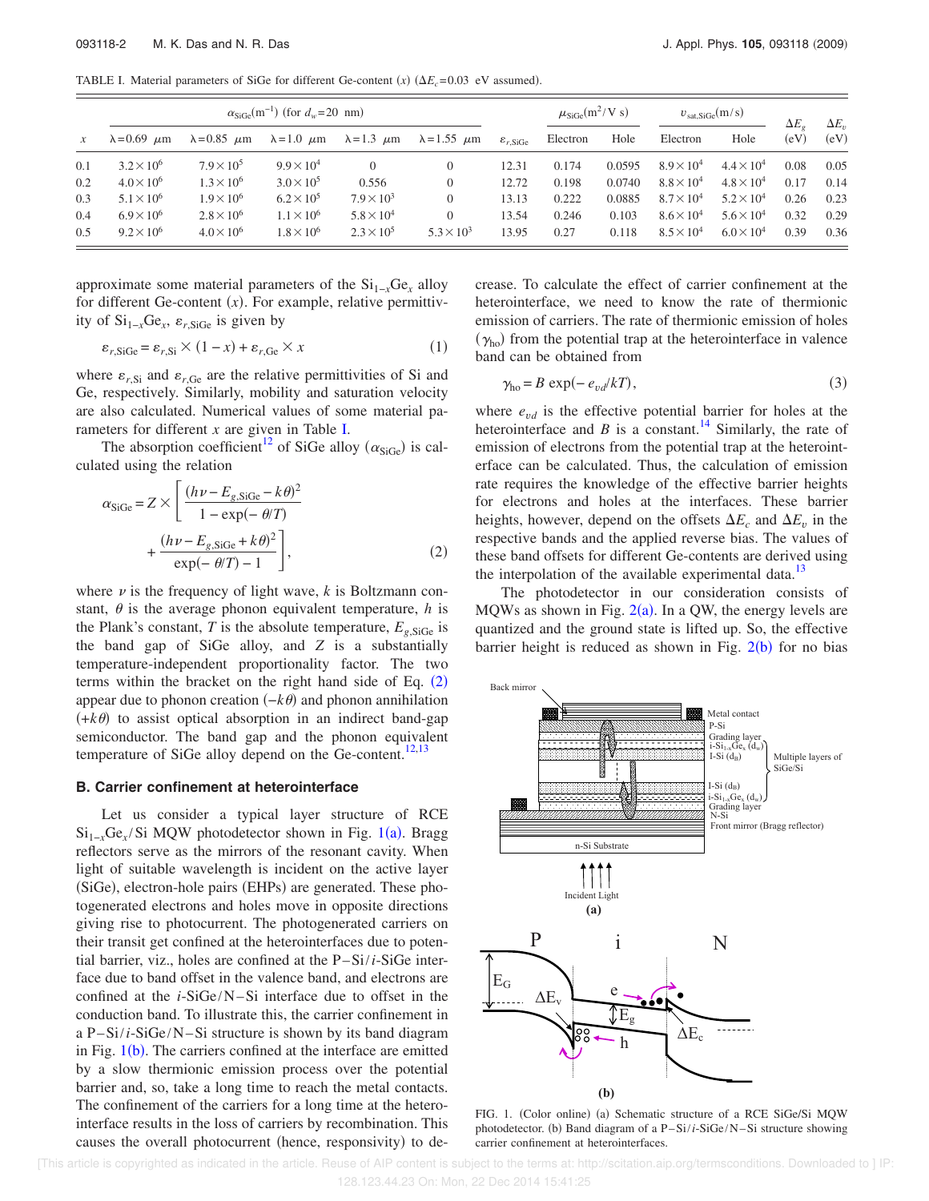TABLE I. Material parameters of SiGe for different Ge-content ($x$) ($\Delta E_c = 0.03$ eV assumed).

| $x$ | $\alpha_{\mathrm{SiGe}}(\mathrm{m}^{-1})$ (for $d_w = 20$ nm) | | | | | $\varepsilon_{r,\mathrm{SiGe}}$ | $\mu_{\mathrm{SiGe}}(\mathrm{m}^2/\mathrm{V\,s})$ | | $v_{\mathrm{sat,SiGe}}(\mathrm{m/s})$ | | $\Delta E_g$ (eV) | $\Delta E_v$ (eV) |
|---|---|---|---|---|---|---|---|---|---|---|---|---|
| | $\lambda = 0.69\ \mu$m | $\lambda = 0.85\ \mu$m | $\lambda = 1.0\ \mu$m | $\lambda = 1.3\ \mu$m | $\lambda = 1.55\ \mu$m | | Electron | Hole | Electron | Hole | | |
| 0.1 | $3.2\times10^6$ | $7.9\times10^5$ | $9.9\times10^4$ | 0 | 0 | 12.31 | 0.174 | 0.0595 | $8.9\times10^4$ | $4.4\times10^4$ | 0.08 | 0.05 |
| 0.2 | $4.0\times10^6$ | $1.3\times10^6$ | $3.0\times10^5$ | 0.556 | 0 | 12.72 | 0.198 | 0.0740 | $8.8\times10^4$ | $4.8\times10^4$ | 0.17 | 0.14 |
| 0.3 | $5.1\times10^6$ | $1.9\times10^6$ | $6.2\times10^5$ | $7.9\times10^3$ | 0 | 13.13 | 0.222 | 0.0885 | $8.7\times10^4$ | $5.2\times10^4$ | 0.26 | 0.23 |
| 0.4 | $6.9\times10^6$ | $2.8\times10^6$ | $1.1\times10^6$ | $5.8\times10^4$ | 0 | 13.54 | 0.246 | 0.103 | $8.6\times10^4$ | $5.6\times10^4$ | 0.32 | 0.29 |
| 0.5 | $9.2\times10^6$ | $4.0\times10^6$ | $1.8\times10^6$ | $2.3\times10^5$ | $5.3\times10^3$ | 13.95 | 0.27 | 0.118 | $8.5\times10^4$ | $6.0\times10^4$ | 0.39 | 0.36 |

approximate some material parameters of the $Si_{1-x}Ge_x$ alloy for different Ge-content ($x$). For example, relative permittivity of $Si_{1-x}Ge_x$, $\varepsilon_{r,\mathrm{SiGe}}$ is given by

$$\varepsilon_{r,\mathrm{SiGe}} = \varepsilon_{r,\mathrm{Si}} \times (1-x) + \varepsilon_{r,\mathrm{Ge}} \times x \tag{1}$$

where $\varepsilon_{r,\mathrm{Si}}$ and $\varepsilon_{r,\mathrm{Ge}}$ are the relative permittivities of Si and Ge, respectively. Similarly, mobility and saturation velocity are also calculated. Numerical values of some material parameters for different $x$ are given in Table I.

The absorption coefficient[12] of SiGe alloy ($\alpha_{\mathrm{SiGe}}$) is calculated using the relation

$$\alpha_{\mathrm{SiGe}} = Z \times \left[ \frac{(h\nu - E_{g,\mathrm{SiGe}} - k\theta)^2}{1 - \exp(-\theta/T)} + \frac{(h\nu - E_{g,\mathrm{SiGe}} + k\theta)^2}{\exp(-\theta/T) - 1} \right], \tag{2}$$

where $\nu$ is the frequency of light wave, $k$ is Boltzmann constant, $\theta$ is the average phonon equivalent temperature, $h$ is the Plank's constant, $T$ is the absolute temperature, $E_{g,\mathrm{SiGe}}$ is the band gap of SiGe alloy, and $Z$ is a substantially temperature-independent proportionality factor. The two terms within the bracket on the right hand side of Eq. (2) appear due to phonon creation ($-k\theta$) and phonon annihilation ($+k\theta$) to assist optical absorption in an indirect band-gap semiconductor. The band gap and the phonon equivalent temperature of SiGe alloy depend on the Ge-content.[12,13]

### B. Carrier confinement at heterointerface

Let us consider a typical layer structure of RCE $Si_{1-x}Ge_x$/Si MQW photodetector shown in Fig. 1(a). Bragg reflectors serve as the mirrors of the resonant cavity. When light of suitable wavelength is incident on the active layer (SiGe), electron-hole pairs (EHPs) are generated. These photogenerated electrons and holes move in opposite directions giving rise to photocurrent. The photogenerated carriers on their transit get confined at the heterointerfaces due to potential barrier, viz., holes are confined at the P–Si/$i$-SiGe interface due to band offset in the valence band, and electrons are confined at the $i$-SiGe/N–Si interface due to offset in the conduction band. To illustrate this, the carrier confinement in a P–Si/$i$-SiGe/N–Si structure is shown by its band diagram in Fig. 1(b). The carriers confined at the interface are emitted by a slow thermionic emission process over the potential barrier and, so, take a long time to reach the metal contacts. The confinement of the carriers for a long time at the heterointerface results in the loss of carriers by recombination. This causes the overall photocurrent (hence, responsivity) to decrease. To calculate the effect of carrier confinement at the heterointerface, we need to know the rate of thermionic emission of carriers. The rate of thermionic emission of holes ($\gamma_{\mathrm{ho}}$) from the potential trap at the heterointerface in valence band can be obtained from

$$\gamma_{\mathrm{ho}} = B \exp(-e_{vd}/kT), \tag{3}$$

where $e_{vd}$ is the effective potential barrier for holes at the heterointerface and $B$ is a constant.[14] Similarly, the rate of emission of electrons from the potential trap at the heterointerface can be calculated. Thus, the calculation of emission rate requires the knowledge of the effective barrier heights for electrons and holes at the interfaces. These barrier heights, however, depend on the offsets $\Delta E_c$ and $\Delta E_v$ in the respective bands and the applied reverse bias. The values of these band offsets for different Ge-contents are derived using the interpolation of the available experimental data.[13]

The photodetector in our consideration consists of MQWs as shown in Fig. 2(a). In a QW, the energy levels are quantized and the ground state is lifted up. So, the effective barrier height is reduced as shown in Fig. 2(b) for no bias

Back mirror
Metal contact
P-Si
Grading layer
i-Si1-xGex (dw)
I-Si (dB)
Multiple layers of SiGe/Si
I-Si (dB)
i-Si1-xGex (dw)
Grading layer
N-Si
Front mirror (Bragg reflector)
n-Si Substrate
Incident Light
(a)

P
i
N
EG
ΔEv
e
Eg
h
ΔEc
(b)

FIG. 1. (Color online) (a) Schematic structure of a RCE SiGe/Si MQW photodetector. (b) Band diagram of a P–Si/$i$-SiGe/N–Si structure showing carrier confinement at heterointerfaces.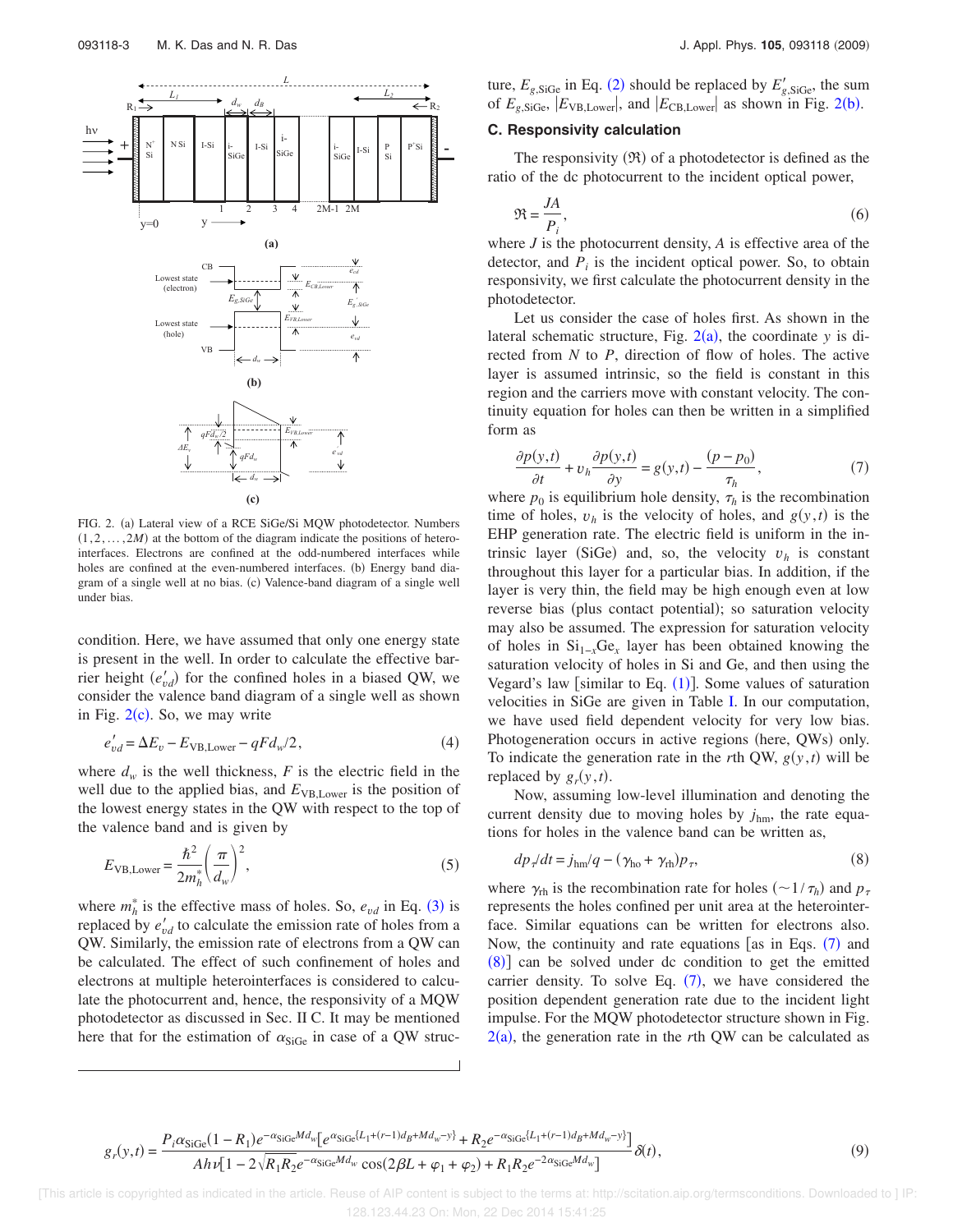FIG. 2. (a) Lateral view of a RCE SiGe/Si MQW photodetector. Numbers $(1,2,\ldots,2M)$ at the bottom of the diagram indicate the positions of heterointerfaces. Electrons are confined at the odd-numbered interfaces while holes are confined at the even-numbered interfaces. (b) Energy band diagram of a single well at no bias. (c) Valence-band diagram of a single well under bias.

condition. Here, we have assumed that only one energy state is present in the well. In order to calculate the effective barrier height ($e'_{vd}$) for the confined holes in a biased QW, we consider the valence band diagram of a single well as shown in Fig. 2(c). So, we may write

$$e'_{vd} = \Delta E_v - E_{\mathrm{VB,Lower}} - qFd_w/2, \tag{4}$$

where $d_w$ is the well thickness, $F$ is the electric field in the well due to the applied bias, and $E_{\mathrm{VB,Lower}}$ is the position of the lowest energy states in the QW with respect to the top of the valence band and is given by

$$E_{\mathrm{VB,Lower}} = \frac{\hbar^2}{2m_h^*}\left(\frac{\pi}{d_w}\right)^2, \tag{5}$$

where $m_h^*$ is the effective mass of holes. So, $e_{vd}$ in Eq. (3) is replaced by $e'_{vd}$ to calculate the emission rate of holes from a QW. Similarly, the emission rate of electrons from a QW can be calculated. The effect of such confinement of holes and electrons at multiple heterointerfaces is considered to calculate the photocurrent and, hence, the responsivity of a MQW photodetector as discussed in Sec. II C. It may be mentioned here that for the estimation of $\alpha_{\mathrm{SiGe}}$ in case of a QW structure, $E_{g,\mathrm{SiGe}}$ in Eq. (2) should be replaced by $E'_{g,\mathrm{SiGe}}$, the sum of $E_{g,\mathrm{SiGe}}$, $|E_{\mathrm{VB,Lower}}|$, and $|E_{\mathrm{CB,Lower}}|$ as shown in Fig. 2(b).

### C. Responsivity calculation

The responsivity ($\Re$) of a photodetector is defined as the ratio of the dc photocurrent to the incident optical power,

$$\Re = \frac{JA}{P_i}, \tag{6}$$

where $J$ is the photocurrent density, $A$ is effective area of the detector, and $P_i$ is the incident optical power. So, to obtain responsivity, we first calculate the photocurrent density in the photodetector.

Let us consider the case of holes first. As shown in the lateral schematic structure, Fig. 2(a), the coordinate $y$ is directed from $N$ to $P$, direction of flow of holes. The active layer is assumed intrinsic, so the field is constant in this region and the carriers move with constant velocity. The continuity equation for holes can then be written in a simplified form as

$$\frac{\partial p(y,t)}{\partial t} + v_h\frac{\partial p(y,t)}{\partial y} = g(y,t) - \frac{(p-p_0)}{\tau_h}, \tag{7}$$

where $p_0$ is equilibrium hole density, $\tau_h$ is the recombination time of holes, $v_h$ is the velocity of holes, and $g(y,t)$ is the EHP generation rate. The electric field is uniform in the intrinsic layer (SiGe) and, so, the velocity $v_h$ is constant throughout this layer for a particular bias. In addition, if the layer is very thin, the field may be high enough even at low reverse bias (plus contact potential); so saturation velocity may also be assumed. The expression for saturation velocity of holes in $Si_{1-x}Ge_x$ layer has been obtained knowing the saturation velocity of holes in Si and Ge, and then using the Vegard's law [similar to Eq. (1)]. Some values of saturation velocities in SiGe are given in Table I. In our computation, we have used field dependent velocity for very low bias. Photogeneration occurs in active regions (here, QWs) only. To indicate the generation rate in the $r$th QW, $g(y,t)$ will be replaced by $g_r(y,t)$.

Now, assuming low-level illumination and denoting the current density due to moving holes by $j_{\mathrm{hm}}$, the rate equations for holes in the valence band can be written as,

$$dp_\tau/dt = j_{\mathrm{hm}}/q - (\gamma_{\mathrm{ho}} + \gamma_{\mathrm{rh}})p_\tau, \tag{8}$$

where $\gamma_{\mathrm{rh}}$ is the recombination rate for holes ($\sim 1/\tau_h$) and $p_\tau$ represents the holes confined per unit area at the heterointerface. Similar equations can be written for electrons also. Now, the continuity and rate equations [as in Eqs. (7) and (8)] can be solved under dc condition to get the emitted carrier density. To solve Eq. (7), we have considered the position dependent generation rate due to the incident light impulse. For the MQW photodetector structure shown in Fig. 2(a), the generation rate in the $r$th QW can be calculated as

$$g_r(y,t) = \frac{P_i\alpha_{\mathrm{SiGe}}(1-R_1)e^{-\alpha_{\mathrm{SiGe}}Md_w}\left[e^{\alpha_{\mathrm{SiGe}}\{L_1+(r-1)d_B+Md_w-y\}} + R_2e^{-\alpha_{\mathrm{SiGe}}\{L_1+(r-1)d_B+Md_w-y\}}\right]}{Ah\nu\left[1-2\sqrt{R_1R_2}e^{-\alpha_{\mathrm{SiGe}}Md_w}\cos(2\beta L+\varphi_1+\varphi_2)+R_1R_2e^{-2\alpha_{\mathrm{SiGe}}Md_w}\right]}\delta(t), \tag{9}$$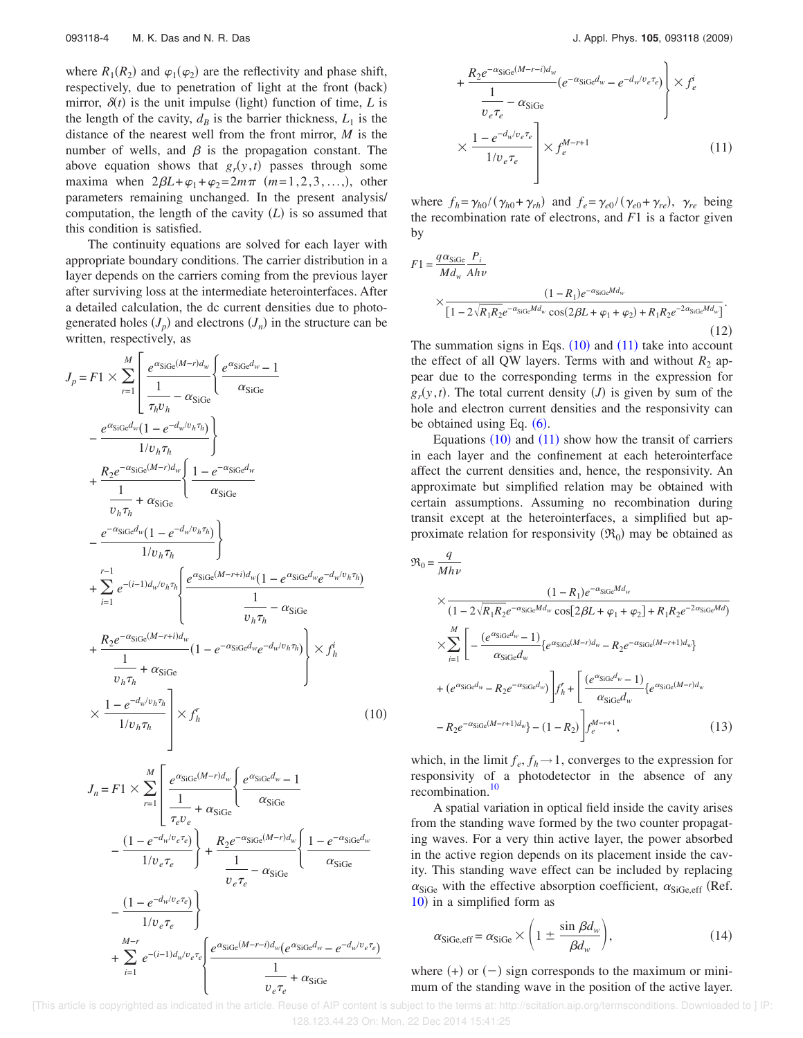where $R_1(R_2)$ and $\varphi_1(\varphi_2)$ are the reflectivity and phase shift, respectively, due to penetration of light at the front (back) mirror, $\delta(t)$ is the unit impulse (light) function of time, $L$ is the length of the cavity, $d_B$ is the barrier thickness, $L_1$ is the distance of the nearest well from the front mirror, $M$ is the number of wells, and $\beta$ is the propagation constant. The above equation shows that $g_r(y,t)$ passes through some maxima when $2\beta L+\varphi_1+\varphi_2=2m\pi$ $(m=1,2,3,\ldots,)$, other parameters remaining unchanged. In the present analysis/computation, the length of the cavity $(L)$ is so assumed that this condition is satisfied.

The continuity equations are solved for each layer with appropriate boundary conditions. The carrier distribution in a layer depends on the carriers coming from the previous layer after surviving loss at the intermediate heterointerfaces. After a detailed calculation, the dc current densities due to photogenerated holes $(J_p)$ and electrons $(J_n)$ in the structure can be written, respectively, as

$$
\begin{aligned}
J_p = F1 \times \sum_{r=1}^{M} \Bigg[ & \frac{e^{\alpha_{\mathrm{SiGe}}(M-r)d_w}}{\dfrac{1}{\tau_h v_h}-\alpha_{\mathrm{SiGe}}} \left\{ \frac{e^{\alpha_{\mathrm{SiGe}}d_w}-1}{\alpha_{\mathrm{SiGe}}} - \frac{e^{\alpha_{\mathrm{SiGe}}d_w}(1-e^{-d_w/v_h\tau_h})}{1/v_h\tau_h} \right\} \\
& + \frac{R_2 e^{-\alpha_{\mathrm{SiGe}}(M-r)d_w}}{\dfrac{1}{v_h\tau_h}+\alpha_{\mathrm{SiGe}}} \left\{ \frac{1-e^{-\alpha_{\mathrm{SiGe}}d_w}}{\alpha_{\mathrm{SiGe}}} - \frac{e^{-\alpha_{\mathrm{SiGe}}d_w}(1-e^{-d_w/v_h\tau_h})}{1/v_h\tau_h} \right\} \\
& + \sum_{i=1}^{r-1} e^{-(i-1)d_w/v_h\tau_h} \left\{ \frac{e^{\alpha_{\mathrm{SiGe}}(M-r+i)d_w}(1-e^{\alpha_{\mathrm{SiGe}}d_w}e^{-d_w/v_h\tau_h})}{\dfrac{1}{v_h\tau_h}-\alpha_{\mathrm{SiGe}}} + \frac{R_2 e^{-\alpha_{\mathrm{SiGe}}(M-r+i)d_w}}{\dfrac{1}{v_h\tau_h}+\alpha_{\mathrm{SiGe}}}(1-e^{-\alpha_{\mathrm{SiGe}}d_w}e^{-d_w/v_h\tau_h}) \right\} \times f_h^i \\
& \times \frac{1-e^{-d_w/v_h\tau_h}}{1/v_h\tau_h} \Bigg] \times f_h^r
\end{aligned}
\tag{10}
$$

$$
\begin{aligned}
J_n = F1 \times \sum_{r=1}^{M} \Bigg[ & \frac{e^{\alpha_{\mathrm{SiGe}}(M-r)d_w}}{\dfrac{1}{\tau_e v_e}+\alpha_{\mathrm{SiGe}}} \left\{ \frac{e^{\alpha_{\mathrm{SiGe}}d_w}-1}{\alpha_{\mathrm{SiGe}}} - \frac{(1-e^{-d_w/v_e\tau_e})}{1/v_e\tau_e} \right\} + \frac{R_2 e^{-\alpha_{\mathrm{SiGe}}(M-r)d_w}}{\dfrac{1}{v_e\tau_e}-\alpha_{\mathrm{SiGe}}} \left\{ \frac{1-e^{-\alpha_{\mathrm{SiGe}}d_w}}{\alpha_{\mathrm{SiGe}}} - \frac{(1-e^{-d_w/v_e\tau_e})}{1/v_e\tau_e} \right\} \\
& + \sum_{i=1}^{M-r} e^{-(i-1)d_w/v_e\tau_e} \left\{ \frac{e^{\alpha_{\mathrm{SiGe}}(M-r-i)d_w}(e^{\alpha_{\mathrm{SiGe}}d_w}-e^{-d_w/v_e\tau_e})}{\dfrac{1}{v_e\tau_e}+\alpha_{\mathrm{SiGe}}} + \frac{R_2 e^{-\alpha_{\mathrm{SiGe}}(M-r-i)d_w}}{\dfrac{1}{v_e\tau_e}-\alpha_{\mathrm{SiGe}}}(e^{-\alpha_{\mathrm{SiGe}}d_w}-e^{-d_w/v_e\tau_e}) \right\} \times f_e^i \\
& \times \frac{1-e^{-d_w/v_e\tau_e}}{1/v_e\tau_e} \Bigg] \times f_e^{M-r+1}
\end{aligned}
\tag{11}
$$

where $f_h=\gamma_{h0}/(\gamma_{h0}+\gamma_{rh})$ and $f_e=\gamma_{e0}/(\gamma_{e0}+\gamma_{re})$, $\gamma_{re}$ being the recombination rate of electrons, and $F1$ is a factor given by

$$
F1 = \frac{q\alpha_{\mathrm{SiGe}}}{Md_w}\frac{P_i}{Ah\nu} \times \frac{(1-R_1)e^{-\alpha_{\mathrm{SiGe}}Md_w}}{\left[1-2\sqrt{R_1R_2}e^{-\alpha_{\mathrm{SiGe}}Md_w}\cos(2\beta L+\varphi_1+\varphi_2)+R_1R_2e^{-2\alpha_{\mathrm{SiGe}}Md_w}\right]}.
\tag{12}
$$

The summation signs in Eqs. (10) and (11) take into account the effect of all QW layers. Terms with and without $R_2$ appear due to the corresponding terms in the expression for $g_r(y,t)$. The total current density $(J)$ is given by sum of the hole and electron current densities and the responsivity can be obtained using Eq. (6).

Equations (10) and (11) show how the transit of carriers in each layer and the confinement at each heterointerface affect the current densities and, hence, the responsivity. An approximate but simplified relation may be obtained with certain assumptions. Assuming no recombination during transit except at the heterointerfaces, a simplified but approximate relation for responsivity $(\mathfrak{R}_0)$ may be obtained as

$$
\begin{aligned}
\mathfrak{R}_0 = & \frac{q}{Mh\nu} \times \frac{(1-R_1)e^{-\alpha_{\mathrm{SiGe}}Md_w}}{(1-2\sqrt{R_1R_2}e^{-\alpha_{\mathrm{SiGe}}Md_w}\cos[2\beta L+\varphi_1+\varphi_2]+R_1R_2e^{-2\alpha_{\mathrm{SiGe}}Md})} \\
& \times \sum_{i=1}^{M} \left[ -\frac{(e^{\alpha_{\mathrm{SiGe}}d_w}-1)}{\alpha_{\mathrm{SiGe}}d_w}\{e^{\alpha_{\mathrm{SiGe}}(M-r)d_w}-R_2e^{-\alpha_{\mathrm{SiGe}}(M-r+1)d_w}\} + (e^{\alpha_{\mathrm{SiGe}}d_w}-R_2e^{-\alpha_{\mathrm{SiGe}}d_w}) \right] f_h^r \\
& + \left[ \frac{(e^{\alpha_{\mathrm{SiGe}}d_w}-1)}{\alpha_{\mathrm{SiGe}}d_w}\{e^{\alpha_{\mathrm{SiGe}}(M-r)d_w} - R_2e^{-\alpha_{\mathrm{SiGe}}(M-r+1)d_w}\} - (1-R_2) \right] f_e^{M-r+1},
\end{aligned}
\tag{13}
$$

which, in the limit $f_e, f_h \to 1$, converges to the expression for responsivity of a photodetector in the absence of any recombination.[10]

A spatial variation in optical field inside the cavity arises from the standing wave formed by the two counter propagating waves. For a very thin active layer, the power absorbed in the active region depends on its placement inside the cavity. This standing wave effect can be included by replacing $\alpha_{\mathrm{SiGe}}$ with the effective absorption coefficient, $\alpha_{\mathrm{SiGe,eff}}$ (Ref. 10) in a simplified form as

$$
\alpha_{\mathrm{SiGe,eff}} = \alpha_{\mathrm{SiGe}} \times \left(1 \pm \frac{\sin\beta d_w}{\beta d_w}\right),
\tag{14}
$$

where (+) or (−) sign corresponds to the maximum or minimum of the standing wave in the position of the active layer.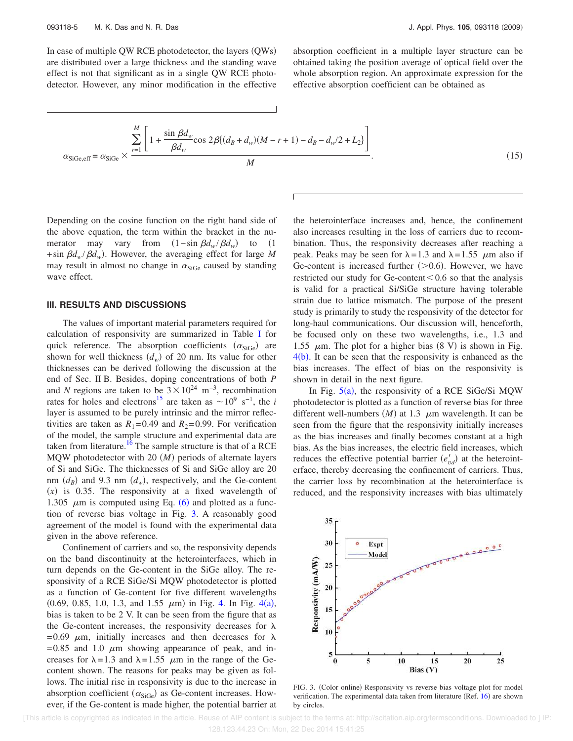In case of multiple QW RCE photodetector, the layers (QWs) are distributed over a large thickness and the standing wave effect is not that significant as in a single QW RCE photodetector. However, any minor modification in the effective absorption coefficient in a multiple layer structure can be obtained taking the position average of optical field over the whole absorption region. An approximate expression for the effective absorption coefficient can be obtained as

$$\alpha_{\text{SiGe,eff}} = \alpha_{\text{SiGe}} \times \frac{\sum_{r=1}^{M}\left[1 + \frac{\sin \beta d_w}{\beta d_w}\cos 2\beta\{(d_B + d_w)(M - r + 1) - d_B - d_w/2 + L_2\}\right]}{M}. \quad (15)$$

Depending on the cosine function on the right hand side of the above equation, the term within the bracket in the numerator may vary from $(1-\sin \beta d_w/\beta d_w)$ to $(1+\sin \beta d_w/\beta d_w)$. However, the averaging effect for large $M$ may result in almost no change in $\alpha_{\text{SiGe}}$ caused by standing wave effect.

## III. RESULTS AND DISCUSSIONS

The values of important material parameters required for calculation of responsivity are summarized in Table I for quick reference. The absorption coefficients $(\alpha_{\text{SiGe}})$ are shown for well thickness $(d_w)$ of 20 nm. Its value for other thicknesses can be derived following the discussion at the end of Sec. II B. Besides, doping concentrations of both $P$ and $N$ regions are taken to be $3\times10^{24}$ m$^{-3}$, recombination rates for holes and electrons[15] are taken as $\sim10^{9}$ s$^{-1}$, the $i$ layer is assumed to be purely intrinsic and the mirror reflectivities are taken as $R_1=0.49$ and $R_2=0.99$. For verification of the model, the sample structure and experimental data are taken from literature.[16] The sample structure is that of a RCE MQW photodetector with 20 $(M)$ periods of alternate layers of Si and SiGe. The thicknesses of Si and SiGe alloy are 20 nm $(d_B)$ and 9.3 nm $(d_w)$, respectively, and the Ge-content $(x)$ is 0.35. The responsivity at a fixed wavelength of 1.305 $\mu$m is computed using Eq. (6) and plotted as a function of reverse bias voltage in Fig. 3. A reasonably good agreement of the model is found with the experimental data given in the above reference.

Confinement of carriers and so, the responsivity depends on the band discontinuity at the heterointerfaces, which in turn depends on the Ge-content in the SiGe alloy. The responsivity of a RCE SiGe/Si MQW photodetector is plotted as a function of Ge-content for five different wavelengths (0.69, 0.85, 1.0, 1.3, and 1.55 $\mu$m) in Fig. 4. In Fig. 4(a), bias is taken to be 2 V. It can be seen from the figure that as the Ge-content increases, the responsivity decreases for $\lambda=0.69$ $\mu$m, initially increases and then decreases for $\lambda=0.85$ and 1.0 $\mu$m showing appearance of peak, and increases for $\lambda=1.3$ and $\lambda=1.55$ $\mu$m in the range of the Ge-content shown. The reasons for peaks may be given as follows. The initial rise in responsivity is due to the increase in absorption coefficient $(\alpha_{\text{SiGe}})$ as Ge-content increases. However, if the Ge-content is made higher, the potential barrier at the heterointerface increases and, hence, the confinement also increases resulting in the loss of carriers due to recombination. Thus, the responsivity decreases after reaching a peak. Peaks may be seen for $\lambda=1.3$ and $\lambda=1.55$ $\mu$m also if Ge-content is increased further (>0.6). However, we have restricted our study for Ge-content<0.6 so that the analysis is valid for a practical Si/SiGe structure having tolerable strain due to lattice mismatch. The purpose of the present study is primarily to study the responsivity of the detector for long-haul communications. Our discussion will, henceforth, be focused only on these two wavelengths, i.e., 1.3 and 1.55 $\mu$m. The plot for a higher bias (8 V) is shown in Fig. 4(b). It can be seen that the responsivity is enhanced as the bias increases. The effect of bias on the responsivity is shown in detail in the next figure.

In Fig. 5(a), the responsivity of a RCE SiGe/Si MQW photodetector is plotted as a function of reverse bias for three different well-numbers $(M)$ at 1.3 $\mu$m wavelength. It can be seen from the figure that the responsivity initially increases as the bias increases and finally becomes constant at a high bias. As the bias increases, the electric field increases, which reduces the effective potential barrier $(e'_{vd})$ at the heterointerface, thereby decreasing the confinement of carriers. Thus, the carrier loss by recombination at the heterointerface is reduced, and the responsivity increases with bias ultimately

FIG. 3. (Color online) Responsivity vs reverse bias voltage plot for model verification. The experimental data taken from literature (Ref. 16) are shown by circles.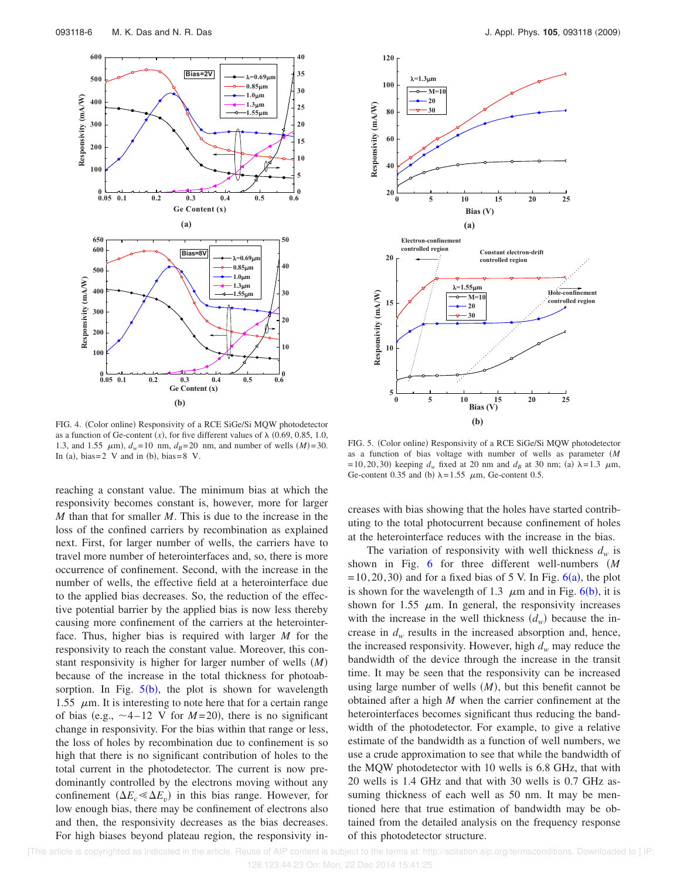Responsivity (mA/W)

Bias=2V

λ=0.69μm
0.85μm
1.0μm
1.3μm
1.55μm

Ge Content (x)

(a)

Responsivity (mA/W)

Bias=8V

λ=0.69μm
0.85μm
1.0μm
1.3μm
1.55μm

Ge Content (x)

(b)

FIG. 4. (Color online) Responsivity of a RCE SiGe/Si MQW photodetector as a function of Ge-content ($x$), for five different values of $\lambda$ (0.69, 0.85, 1.0, 1.3, and 1.55 $\mu$m), $d_w$=10 nm, $d_B$=20 nm, and number of wells ($M$)=30. In (a), bias=2 V and in (b), bias=8 V.

λ=1.3μm

M=10
20
30

Responsivity (mA/W)

Bias (V)

(a)

Electron-confinement controlled region

Constant electron-drift controlled region

Hole-confinement controlled region

λ=1.55μm

M=10
20
30

Responsivity (mA/W)

Bias (V)

(b)

FIG. 5. (Color online) Responsivity of a RCE SiGe/Si MQW photodetector as a function of bias voltage with number of wells as parameter ($M$ =10,20,30) keeping $d_w$ fixed at 20 nm and $d_B$ at 30 nm; (a) $\lambda$=1.3 $\mu$m, Ge-content 0.35 and (b) $\lambda$=1.55 $\mu$m, Ge-content 0.5.

reaching a constant value. The minimum bias at which the responsivity becomes constant is, however, more for larger $M$ than that for smaller $M$. This is due to the increase in the loss of the confined carriers by recombination as explained next. First, for larger number of wells, the carriers have to travel more number of heterointerfaces and, so, there is more occurrence of confinement. Second, with the increase in the number of wells, the effective field at a heterointerface due to the applied bias decreases. So, the reduction of the effective potential barrier by the applied bias is now less thereby causing more confinement of the carriers at the heterointerface. Thus, higher bias is required with larger $M$ for the responsivity to reach the constant value. Moreover, this constant responsivity is higher for larger number of wells ($M$) because of the increase in the total thickness for photoabsorption. In Fig. 5(b), the plot is shown for wavelength 1.55 $\mu$m. It is interesting to note here that for a certain range of bias (e.g., ~4–12 V for $M$=20), there is no significant change in responsivity. For the bias within that range or less, the loss of holes by recombination due to confinement is so high that there is no significant contribution of holes to the total current in the photodetector. The current is now predominantly controlled by the electrons moving without any confinement ($\Delta E_c \ll \Delta E_v$) in this bias range. However, for low enough bias, there may be confinement of electrons also and then, the responsivity decreases as the bias decreases. For high biases beyond plateau region, the responsivity increases with bias showing that the holes have started contributing to the total photocurrent because confinement of holes at the heterointerface reduces with the increase in the bias.

The variation of responsivity with well thickness $d_w$ is shown in Fig. 6 for three different well-numbers ($M$ =10,20,30) and for a fixed bias of 5 V. In Fig. 6(a), the plot is shown for the wavelength of 1.3 $\mu$m and in Fig. 6(b), it is shown for 1.55 $\mu$m. In general, the responsivity increases with the increase in the well thickness ($d_w$) because the increase in $d_w$ results in the increased absorption and, hence, the increased responsivity. However, high $d_w$ may reduce the bandwidth of the device through the increase in the transit time. It may be seen that the responsivity can be increased using large number of wells ($M$), but this benefit cannot be obtained after a high $M$ when the carrier confinement at the heterointerfaces becomes significant thus reducing the bandwidth of the photodetector. For example, to give a relative estimate of the bandwidth as a function of well numbers, we use a crude approximation to see that while the bandwidth of the MQW photodetector with 10 wells is 6.8 GHz, that with 20 wells is 1.4 GHz and that with 30 wells is 0.7 GHz assuming thickness of each well as 50 nm. It may be mentioned here that true estimation of bandwidth may be obtained from the detailed analysis on the frequency response of this photodetector structure.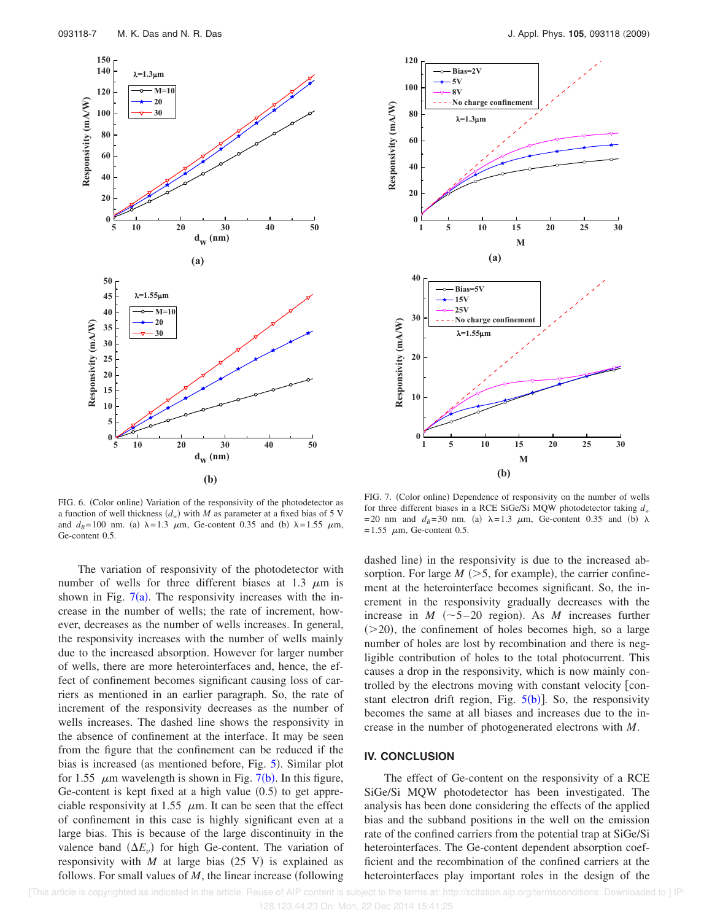λ=1.3μm

M=10

20

30

Responsivity (mA/W)

150
140
120
100
80
60
40
20
0

5 10 20 30 40 50

$d_W$ (nm)

(a)

λ=1.55μm

M=10

20

30

Responsivity (mA/W)

50
45
40
35
30
25
20
15
10
5
0

5 10 20 30 40 50

$d_W$ (nm)

(b)

FIG. 6. (Color online) Variation of the responsivity of the photodetector as a function of well thickness ($d_w$) with $M$ as parameter at a fixed bias of 5 V and $d_B$=100 nm. (a) λ=1.3 μm, Ge-content 0.35 and (b) λ=1.55 μm, Ge-content 0.5.

Bias=2V

5V

8V

No charge confinement

λ=1.3μm

Responsivity (mA/W)

120
100
80
60
40
20
0

1 5 10 15 20 25 30

M

(a)

Bias=5V

15V

25V

No charge confinement

λ=1.55μm

Responsivity (mA/W)

40
30
20
10
0

1 5 10 15 20 25 30

M

(b)

FIG. 7. (Color online) Dependence of responsivity on the number of wells for three different biases in a RCE SiGe/Si MQW photodetector taking $d_w$ =20 nm and $d_B$=30 nm. (a) λ=1.3 μm, Ge-content 0.35 and (b) λ =1.55 μm, Ge-content 0.5.

The variation of responsivity of the photodetector with number of wells for three different biases at 1.3 μm is shown in Fig. 7(a). The responsivity increases with the increase in the number of wells; the rate of increment, however, decreases as the number of wells increases. In general, the responsivity increases with the number of wells mainly due to the increased absorption. However for larger number of wells, there are more heterointerfaces and, hence, the effect of confinement becomes significant causing loss of carriers as mentioned in an earlier paragraph. So, the rate of increment of the responsivity decreases as the number of wells increases. The dashed line shows the responsivity in the absence of confinement at the interface. It may be seen from the figure that the confinement can be reduced if the bias is increased (as mentioned before, Fig. 5). Similar plot for 1.55 μm wavelength is shown in Fig. 7(b). In this figure, Ge-content is kept fixed at a high value (0.5) to get appreciable responsivity at 1.55 μm. It can be seen that the effect of confinement in this case is highly significant even at a large bias. This is because of the large discontinuity in the valence band ($\Delta E_v$) for high Ge-content. The variation of responsivity with $M$ at large bias (25 V) is explained as follows. For small values of $M$, the linear increase (following dashed line) in the responsivity is due to the increased absorption. For large $M$ (>5, for example), the carrier confinement at the heterointerface becomes significant. So, the increment in the responsivity gradually decreases with the increase in $M$ (~5–20 region). As $M$ increases further (>20), the confinement of holes becomes high, so a large number of holes are lost by recombination and there is negligible contribution of holes to the total photocurrent. This causes a drop in the responsivity, which is now mainly controlled by the electrons moving with constant velocity [constant electron drift region, Fig. 5(b)]. So, the responsivity becomes the same at all biases and increases due to the increase in the number of photogenerated electrons with $M$.

## IV. CONCLUSION

The effect of Ge-content on the responsivity of a RCE SiGe/Si MQW photodetector has been investigated. The analysis has been done considering the effects of the applied bias and the subband positions in the well on the emission rate of the confined carriers from the potential trap at SiGe/Si heterointerfaces. The Ge-content dependent absorption coefficient and the recombination of the confined carriers at the heterointerfaces play important roles in the design of the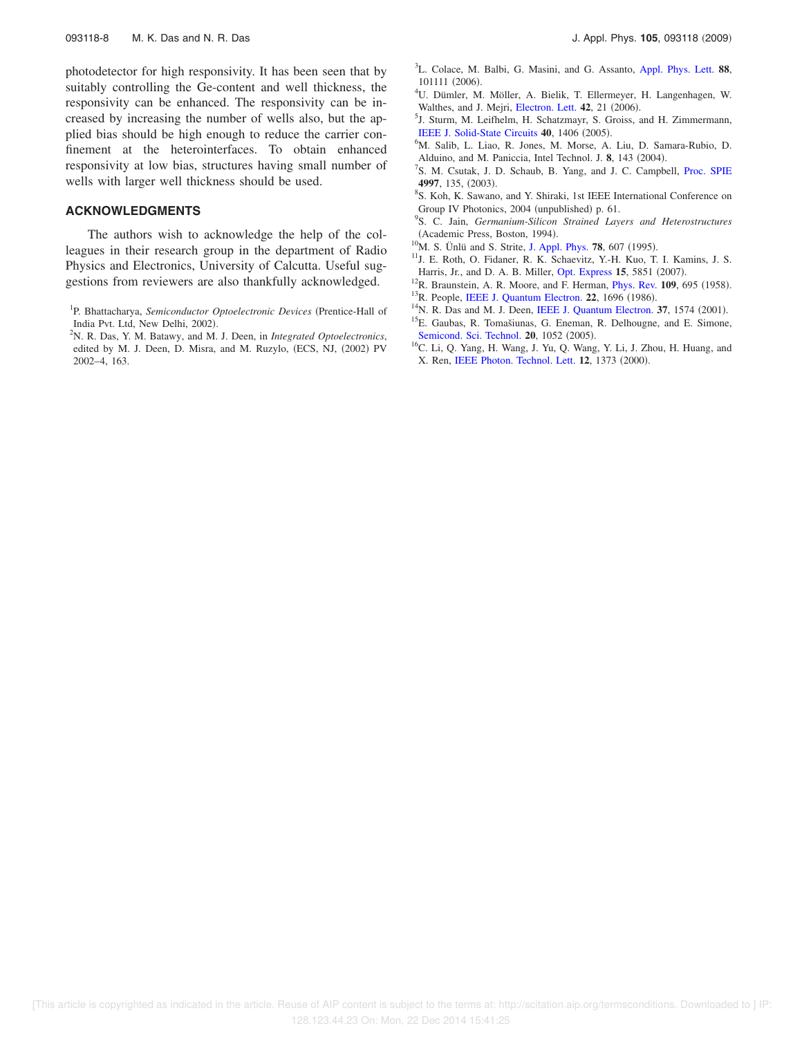photodetector for high responsivity. It has been seen that by suitably controlling the Ge-content and well thickness, the responsivity can be enhanced. The responsivity can be increased by increasing the number of wells also, but the applied bias should be high enough to reduce the carrier confinement at the heterointerfaces. To obtain enhanced responsivity at low bias, structures having small number of wells with larger well thickness should be used.

## ACKNOWLEDGMENTS

The authors wish to acknowledge the help of the colleagues in their research group in the department of Radio Physics and Electronics, University of Calcutta. Useful suggestions from reviewers are also thankfully acknowledged.

[1]P. Bhattacharya, *Semiconductor Optoelectronic Devices* (Prentice-Hall of India Pvt. Ltd, New Delhi, 2002).

[2]N. R. Das, Y. M. Batawy, and M. J. Deen, in *Integrated Optoelectronics*, edited by M. J. Deen, D. Misra, and M. Ruzylo, (ECS, NJ, (2002) PV 2002–4, 163.

[3]L. Colace, M. Balbi, G. Masini, and G. Assanto, Appl. Phys. Lett. **88**, 101111 (2006).

[4]U. Dümler, M. Möller, A. Bielik, T. Ellermeyer, H. Langenhagen, W. Walthes, and J. Mejri, Electron. Lett. **42**, 21 (2006).

[5]J. Sturm, M. Leifhelm, H. Schatzmayr, S. Groiss, and H. Zimmermann, IEEE J. Solid-State Circuits **40**, 1406 (2005).

[6]M. Salib, L. Liao, R. Jones, M. Morse, A. Liu, D. Samara-Rubio, D. Alduino, and M. Paniccia, Intel Technol. J. **8**, 143 (2004).

[7]S. M. Csutak, J. D. Schaub, B. Yang, and J. C. Campbell, Proc. SPIE **4997**, 135, (2003).

[8]S. Koh, K. Sawano, and Y. Shiraki, 1st IEEE International Conference on Group IV Photonics, 2004 (unpublished) p. 61.

[9]S. C. Jain, *Germanium-Silicon Strained Layers and Heterostructures* (Academic Press, Boston, 1994).

[10]M. S. Ünlü and S. Strite, J. Appl. Phys. **78**, 607 (1995).

[11]J. E. Roth, O. Fidaner, R. K. Schaevitz, Y.-H. Kuo, T. I. Kamins, J. S. Harris, Jr., and D. A. B. Miller, Opt. Express **15**, 5851 (2007).

[12]R. Braunstein, A. R. Moore, and F. Herman, Phys. Rev. **109**, 695 (1958).

[13]R. People, IEEE J. Quantum Electron. **22**, 1696 (1986).

[14]N. R. Das and M. J. Deen, IEEE J. Quantum Electron. **37**, 1574 (2001).

[15]E. Gaubas, R. Tomašiunas, G. Eneman, R. Delhougne, and E. Simone, Semicond. Sci. Technol. **20**, 1052 (2005).

[16]C. Li, Q. Yang, H. Wang, J. Yu, Q. Wang, Y. Li, J. Zhou, H. Huang, and X. Ren, IEEE Photon. Technol. Lett. **12**, 1373 (2000).